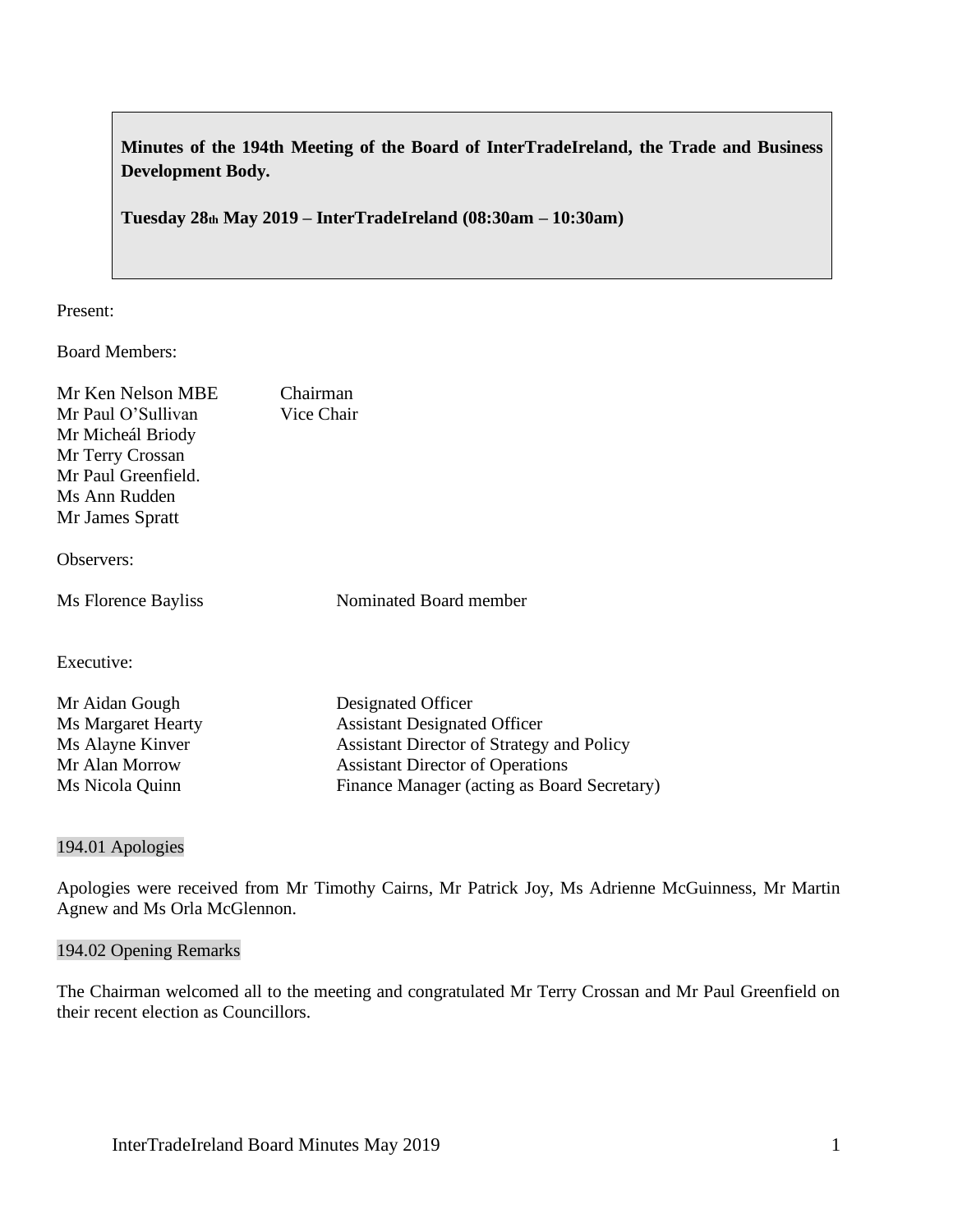**Minutes of the 194th Meeting of the Board of InterTradeIreland, the Trade and Business Development Body.**

**Tuesday 28th May 2019 – InterTradeIreland (08:30am – 10:30am)**

Present:

Board Members:

| | |
|---|---|
| Mr Ken Nelson MBE | Chairman |
| Mr Paul O'Sullivan | Vice Chair |
| Mr Micheál Briody | |
| Mr Terry Crossan | |
| Mr Paul Greenfield. | |
| Ms Ann Rudden | |
| Mr James Spratt | |

Observers:

| | |
|---|---|
| Ms Florence Bayliss | Nominated Board member |

Executive:

| | |
|---|---|
| Mr Aidan Gough | Designated Officer |
| Ms Margaret Hearty | Assistant Designated Officer |
| Ms Alayne Kinver | Assistant Director of Strategy and Policy |
| Mr Alan Morrow | Assistant Director of Operations |
| Ms Nicola Quinn | Finance Manager (acting as Board Secretary) |

## 194.01 Apologies

Apologies were received from Mr Timothy Cairns, Mr Patrick Joy, Ms Adrienne McGuinness, Mr Martin Agnew and Ms Orla McGlennon.

## 194.02 Opening Remarks

The Chairman welcomed all to the meeting and congratulated Mr Terry Crossan and Mr Paul Greenfield on their recent election as Councillors.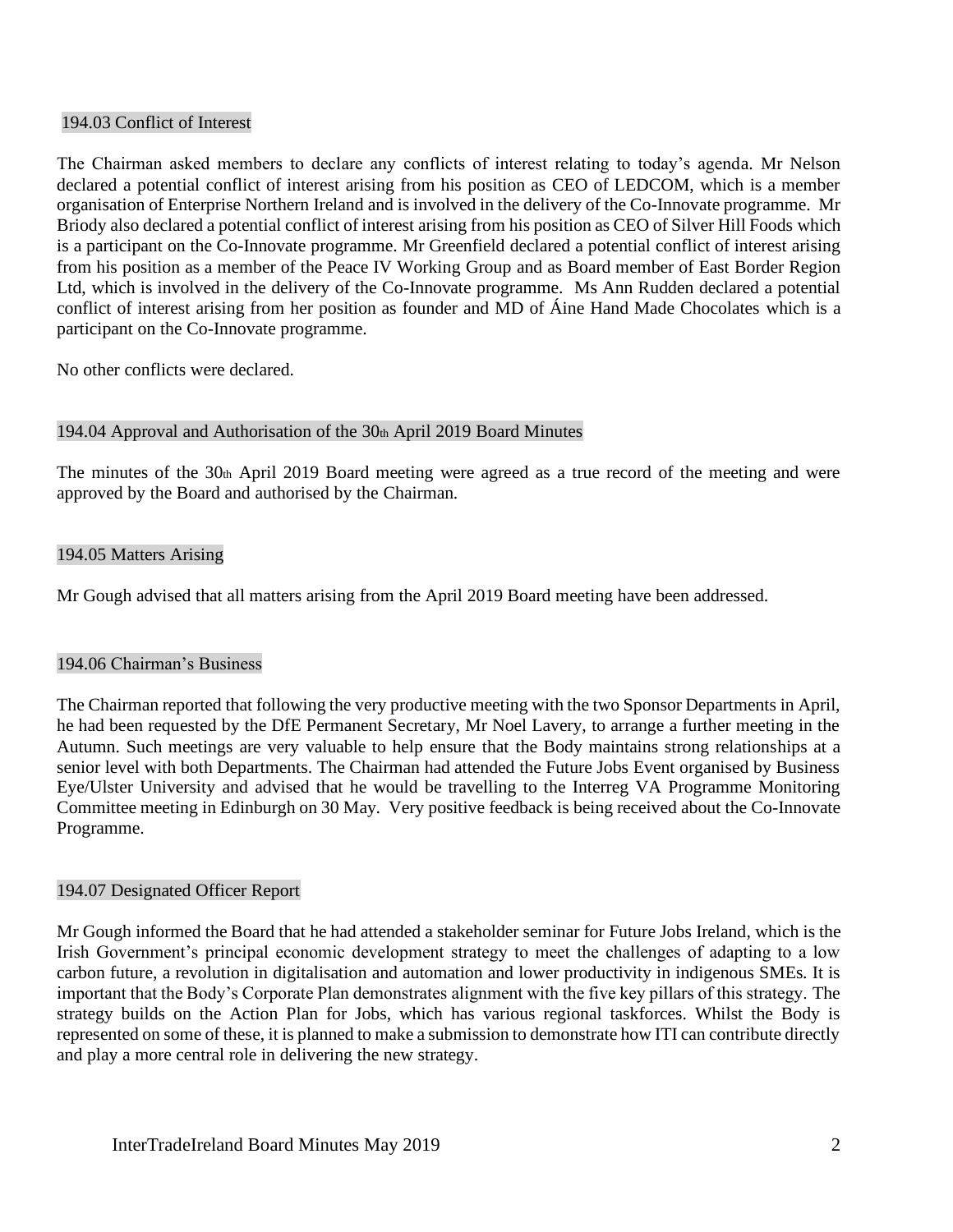## 194.03 Conflict of Interest

The Chairman asked members to declare any conflicts of interest relating to today's agenda. Mr Nelson declared a potential conflict of interest arising from his position as CEO of LEDCOM, which is a member organisation of Enterprise Northern Ireland and is involved in the delivery of the Co-Innovate programme. Mr Briody also declared a potential conflict of interest arising from his position as CEO of Silver Hill Foods which is a participant on the Co-Innovate programme. Mr Greenfield declared a potential conflict of interest arising from his position as a member of the Peace IV Working Group and as Board member of East Border Region Ltd, which is involved in the delivery of the Co-Innovate programme. Ms Ann Rudden declared a potential conflict of interest arising from her position as founder and MD of Áine Hand Made Chocolates which is a participant on the Co-Innovate programme.

No other conflicts were declared.

## 194.04 Approval and Authorisation of the 30th April 2019 Board Minutes

The minutes of the 30th April 2019 Board meeting were agreed as a true record of the meeting and were approved by the Board and authorised by the Chairman.

## 194.05 Matters Arising

Mr Gough advised that all matters arising from the April 2019 Board meeting have been addressed.

## 194.06 Chairman's Business

The Chairman reported that following the very productive meeting with the two Sponsor Departments in April, he had been requested by the DfE Permanent Secretary, Mr Noel Lavery, to arrange a further meeting in the Autumn. Such meetings are very valuable to help ensure that the Body maintains strong relationships at a senior level with both Departments. The Chairman had attended the Future Jobs Event organised by Business Eye/Ulster University and advised that he would be travelling to the Interreg VA Programme Monitoring Committee meeting in Edinburgh on 30 May. Very positive feedback is being received about the Co-Innovate Programme.

## 194.07 Designated Officer Report

Mr Gough informed the Board that he had attended a stakeholder seminar for Future Jobs Ireland, which is the Irish Government's principal economic development strategy to meet the challenges of adapting to a low carbon future, a revolution in digitalisation and automation and lower productivity in indigenous SMEs. It is important that the Body's Corporate Plan demonstrates alignment with the five key pillars of this strategy. The strategy builds on the Action Plan for Jobs, which has various regional taskforces. Whilst the Body is represented on some of these, it is planned to make a submission to demonstrate how ITI can contribute directly and play a more central role in delivering the new strategy.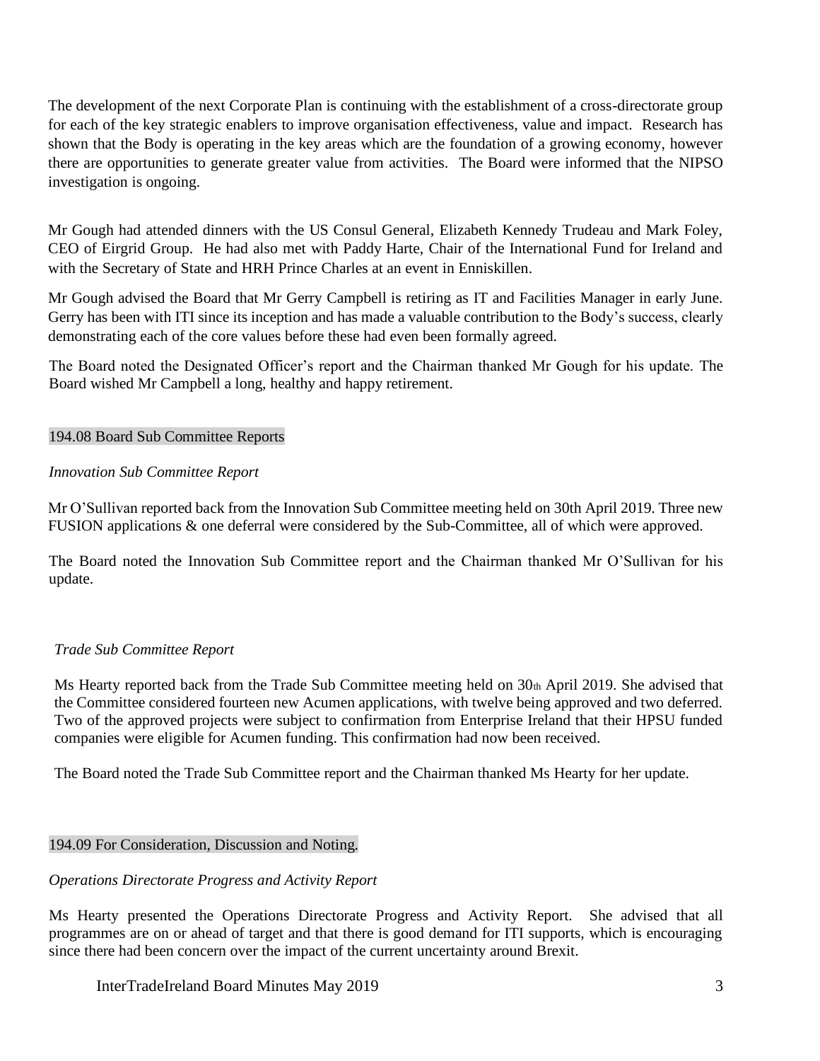The development of the next Corporate Plan is continuing with the establishment of a cross-directorate group for each of the key strategic enablers to improve organisation effectiveness, value and impact. Research has shown that the Body is operating in the key areas which are the foundation of a growing economy, however there are opportunities to generate greater value from activities. The Board were informed that the NIPSO investigation is ongoing.

Mr Gough had attended dinners with the US Consul General, Elizabeth Kennedy Trudeau and Mark Foley, CEO of Eirgrid Group. He had also met with Paddy Harte, Chair of the International Fund for Ireland and with the Secretary of State and HRH Prince Charles at an event in Enniskillen.

Mr Gough advised the Board that Mr Gerry Campbell is retiring as IT and Facilities Manager in early June. Gerry has been with ITI since its inception and has made a valuable contribution to the Body's success, clearly demonstrating each of the core values before these had even been formally agreed.

The Board noted the Designated Officer's report and the Chairman thanked Mr Gough for his update. The Board wished Mr Campbell a long, healthy and happy retirement.

## 194.08 Board Sub Committee Reports

*Innovation Sub Committee Report*

Mr O'Sullivan reported back from the Innovation Sub Committee meeting held on 30th April 2019. Three new FUSION applications & one deferral were considered by the Sub-Committee, all of which were approved.

The Board noted the Innovation Sub Committee report and the Chairman thanked Mr O'Sullivan for his update.

*Trade Sub Committee Report*

Ms Hearty reported back from the Trade Sub Committee meeting held on 30th April 2019. She advised that the Committee considered fourteen new Acumen applications, with twelve being approved and two deferred. Two of the approved projects were subject to confirmation from Enterprise Ireland that their HPSU funded companies were eligible for Acumen funding. This confirmation had now been received.

The Board noted the Trade Sub Committee report and the Chairman thanked Ms Hearty for her update.

## 194.09 For Consideration, Discussion and Noting.

*Operations Directorate Progress and Activity Report*

Ms Hearty presented the Operations Directorate Progress and Activity Report. She advised that all programmes are on or ahead of target and that there is good demand for ITI supports, which is encouraging since there had been concern over the impact of the current uncertainty around Brexit.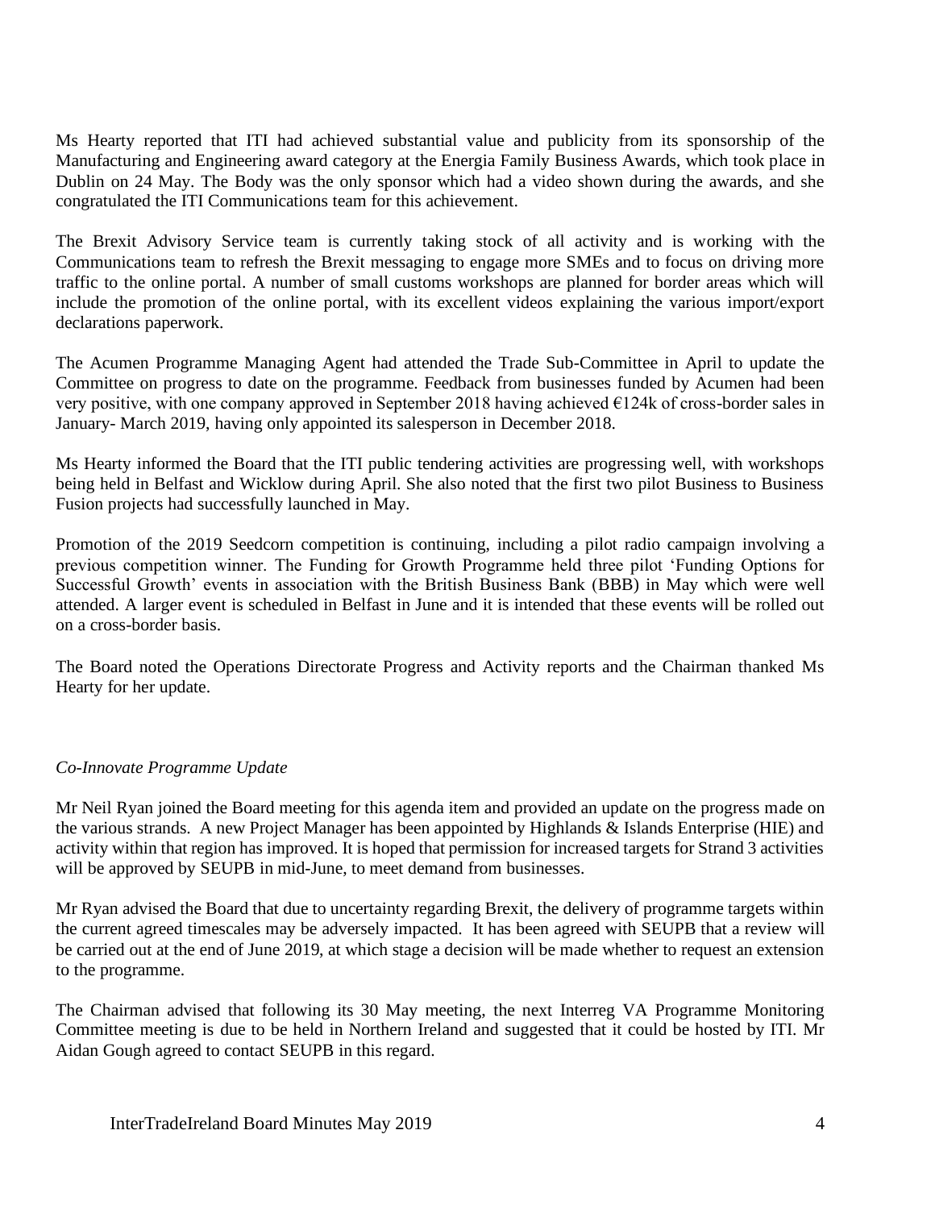Ms Hearty reported that ITI had achieved substantial value and publicity from its sponsorship of the Manufacturing and Engineering award category at the Energia Family Business Awards, which took place in Dublin on 24 May. The Body was the only sponsor which had a video shown during the awards, and she congratulated the ITI Communications team for this achievement.

The Brexit Advisory Service team is currently taking stock of all activity and is working with the Communications team to refresh the Brexit messaging to engage more SMEs and to focus on driving more traffic to the online portal. A number of small customs workshops are planned for border areas which will include the promotion of the online portal, with its excellent videos explaining the various import/export declarations paperwork.

The Acumen Programme Managing Agent had attended the Trade Sub-Committee in April to update the Committee on progress to date on the programme. Feedback from businesses funded by Acumen had been very positive, with one company approved in September 2018 having achieved €124k of cross-border sales in January- March 2019, having only appointed its salesperson in December 2018.

Ms Hearty informed the Board that the ITI public tendering activities are progressing well, with workshops being held in Belfast and Wicklow during April. She also noted that the first two pilot Business to Business Fusion projects had successfully launched in May.

Promotion of the 2019 Seedcorn competition is continuing, including a pilot radio campaign involving a previous competition winner. The Funding for Growth Programme held three pilot 'Funding Options for Successful Growth' events in association with the British Business Bank (BBB) in May which were well attended. A larger event is scheduled in Belfast in June and it is intended that these events will be rolled out on a cross-border basis.

The Board noted the Operations Directorate Progress and Activity reports and the Chairman thanked Ms Hearty for her update.

*Co-Innovate Programme Update*

Mr Neil Ryan joined the Board meeting for this agenda item and provided an update on the progress made on the various strands. A new Project Manager has been appointed by Highlands & Islands Enterprise (HIE) and activity within that region has improved. It is hoped that permission for increased targets for Strand 3 activities will be approved by SEUPB in mid-June, to meet demand from businesses.

Mr Ryan advised the Board that due to uncertainty regarding Brexit, the delivery of programme targets within the current agreed timescales may be adversely impacted. It has been agreed with SEUPB that a review will be carried out at the end of June 2019, at which stage a decision will be made whether to request an extension to the programme.

The Chairman advised that following its 30 May meeting, the next Interreg VA Programme Monitoring Committee meeting is due to be held in Northern Ireland and suggested that it could be hosted by ITI. Mr Aidan Gough agreed to contact SEUPB in this regard.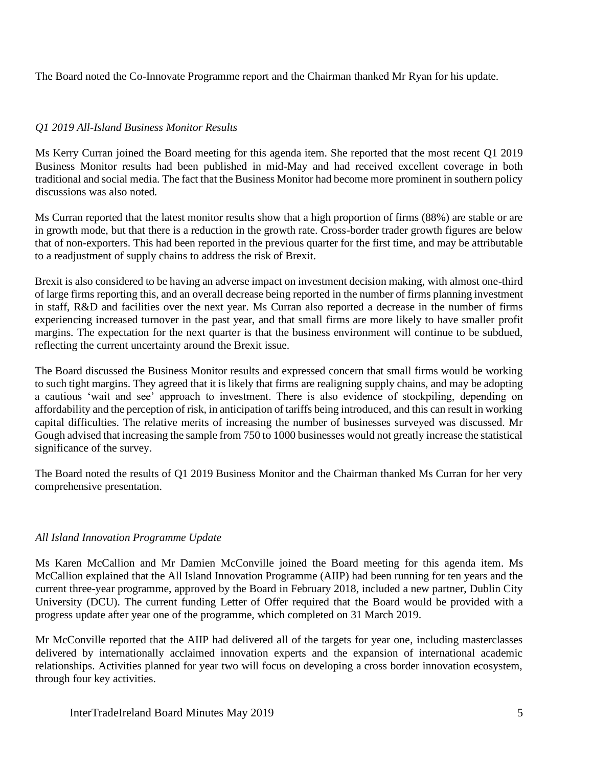The Board noted the Co-Innovate Programme report and the Chairman thanked Mr Ryan for his update.

*Q1 2019 All-Island Business Monitor Results*

Ms Kerry Curran joined the Board meeting for this agenda item. She reported that the most recent Q1 2019 Business Monitor results had been published in mid-May and had received excellent coverage in both traditional and social media. The fact that the Business Monitor had become more prominent in southern policy discussions was also noted.

Ms Curran reported that the latest monitor results show that a high proportion of firms (88%) are stable or are in growth mode, but that there is a reduction in the growth rate. Cross-border trader growth figures are below that of non-exporters. This had been reported in the previous quarter for the first time, and may be attributable to a readjustment of supply chains to address the risk of Brexit.

Brexit is also considered to be having an adverse impact on investment decision making, with almost one-third of large firms reporting this, and an overall decrease being reported in the number of firms planning investment in staff, R&D and facilities over the next year. Ms Curran also reported a decrease in the number of firms experiencing increased turnover in the past year, and that small firms are more likely to have smaller profit margins. The expectation for the next quarter is that the business environment will continue to be subdued, reflecting the current uncertainty around the Brexit issue.

The Board discussed the Business Monitor results and expressed concern that small firms would be working to such tight margins. They agreed that it is likely that firms are realigning supply chains, and may be adopting a cautious 'wait and see' approach to investment. There is also evidence of stockpiling, depending on affordability and the perception of risk, in anticipation of tariffs being introduced, and this can result in working capital difficulties. The relative merits of increasing the number of businesses surveyed was discussed. Mr Gough advised that increasing the sample from 750 to 1000 businesses would not greatly increase the statistical significance of the survey.

The Board noted the results of Q1 2019 Business Monitor and the Chairman thanked Ms Curran for her very comprehensive presentation.

*All Island Innovation Programme Update*

Ms Karen McCallion and Mr Damien McConville joined the Board meeting for this agenda item. Ms McCallion explained that the All Island Innovation Programme (AIIP) had been running for ten years and the current three-year programme, approved by the Board in February 2018, included a new partner, Dublin City University (DCU). The current funding Letter of Offer required that the Board would be provided with a progress update after year one of the programme, which completed on 31 March 2019.

Mr McConville reported that the AIIP had delivered all of the targets for year one, including masterclasses delivered by internationally acclaimed innovation experts and the expansion of international academic relationships. Activities planned for year two will focus on developing a cross border innovation ecosystem, through four key activities.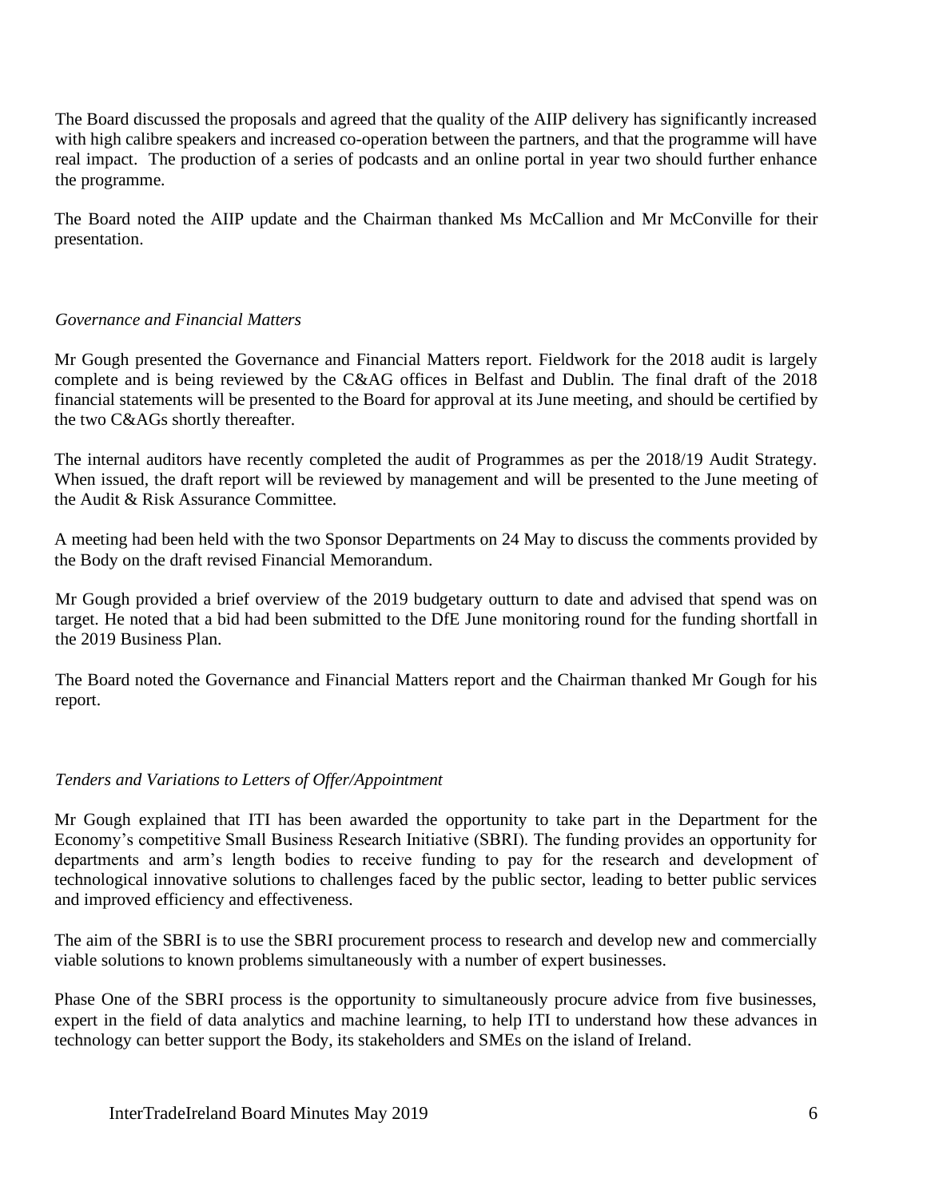The Board discussed the proposals and agreed that the quality of the AIIP delivery has significantly increased with high calibre speakers and increased co-operation between the partners, and that the programme will have real impact. The production of a series of podcasts and an online portal in year two should further enhance the programme.

The Board noted the AIIP update and the Chairman thanked Ms McCallion and Mr McConville for their presentation.

*Governance and Financial Matters*

Mr Gough presented the Governance and Financial Matters report. Fieldwork for the 2018 audit is largely complete and is being reviewed by the C&AG offices in Belfast and Dublin. The final draft of the 2018 financial statements will be presented to the Board for approval at its June meeting, and should be certified by the two C&AGs shortly thereafter.

The internal auditors have recently completed the audit of Programmes as per the 2018/19 Audit Strategy. When issued, the draft report will be reviewed by management and will be presented to the June meeting of the Audit & Risk Assurance Committee.

A meeting had been held with the two Sponsor Departments on 24 May to discuss the comments provided by the Body on the draft revised Financial Memorandum.

Mr Gough provided a brief overview of the 2019 budgetary outturn to date and advised that spend was on target. He noted that a bid had been submitted to the DfE June monitoring round for the funding shortfall in the 2019 Business Plan.

The Board noted the Governance and Financial Matters report and the Chairman thanked Mr Gough for his report.

*Tenders and Variations to Letters of Offer/Appointment*

Mr Gough explained that ITI has been awarded the opportunity to take part in the Department for the Economy's competitive Small Business Research Initiative (SBRI). The funding provides an opportunity for departments and arm's length bodies to receive funding to pay for the research and development of technological innovative solutions to challenges faced by the public sector, leading to better public services and improved efficiency and effectiveness.

The aim of the SBRI is to use the SBRI procurement process to research and develop new and commercially viable solutions to known problems simultaneously with a number of expert businesses.

Phase One of the SBRI process is the opportunity to simultaneously procure advice from five businesses, expert in the field of data analytics and machine learning, to help ITI to understand how these advances in technology can better support the Body, its stakeholders and SMEs on the island of Ireland.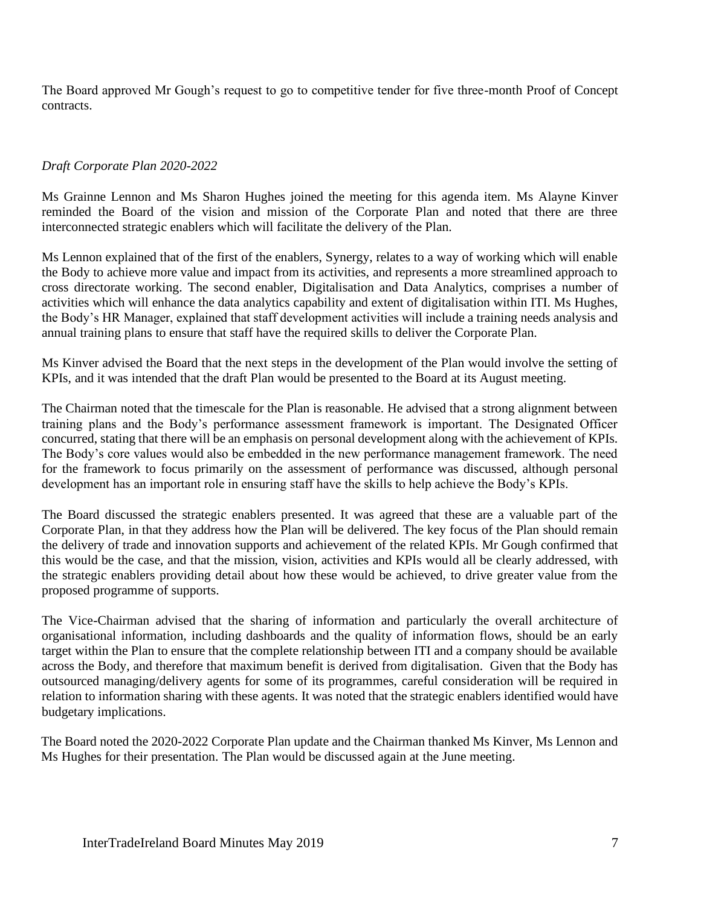The Board approved Mr Gough's request to go to competitive tender for five three-month Proof of Concept contracts.

*Draft Corporate Plan 2020-2022*

Ms Grainne Lennon and Ms Sharon Hughes joined the meeting for this agenda item. Ms Alayne Kinver reminded the Board of the vision and mission of the Corporate Plan and noted that there are three interconnected strategic enablers which will facilitate the delivery of the Plan.

Ms Lennon explained that of the first of the enablers, Synergy, relates to a way of working which will enable the Body to achieve more value and impact from its activities, and represents a more streamlined approach to cross directorate working. The second enabler, Digitalisation and Data Analytics, comprises a number of activities which will enhance the data analytics capability and extent of digitalisation within ITI. Ms Hughes, the Body's HR Manager, explained that staff development activities will include a training needs analysis and annual training plans to ensure that staff have the required skills to deliver the Corporate Plan.

Ms Kinver advised the Board that the next steps in the development of the Plan would involve the setting of KPIs, and it was intended that the draft Plan would be presented to the Board at its August meeting.

The Chairman noted that the timescale for the Plan is reasonable. He advised that a strong alignment between training plans and the Body's performance assessment framework is important. The Designated Officer concurred, stating that there will be an emphasis on personal development along with the achievement of KPIs. The Body's core values would also be embedded in the new performance management framework. The need for the framework to focus primarily on the assessment of performance was discussed, although personal development has an important role in ensuring staff have the skills to help achieve the Body's KPIs.

The Board discussed the strategic enablers presented. It was agreed that these are a valuable part of the Corporate Plan, in that they address how the Plan will be delivered. The key focus of the Plan should remain the delivery of trade and innovation supports and achievement of the related KPIs. Mr Gough confirmed that this would be the case, and that the mission, vision, activities and KPIs would all be clearly addressed, with the strategic enablers providing detail about how these would be achieved, to drive greater value from the proposed programme of supports.

The Vice-Chairman advised that the sharing of information and particularly the overall architecture of organisational information, including dashboards and the quality of information flows, should be an early target within the Plan to ensure that the complete relationship between ITI and a company should be available across the Body, and therefore that maximum benefit is derived from digitalisation. Given that the Body has outsourced managing/delivery agents for some of its programmes, careful consideration will be required in relation to information sharing with these agents. It was noted that the strategic enablers identified would have budgetary implications.

The Board noted the 2020-2022 Corporate Plan update and the Chairman thanked Ms Kinver, Ms Lennon and Ms Hughes for their presentation. The Plan would be discussed again at the June meeting.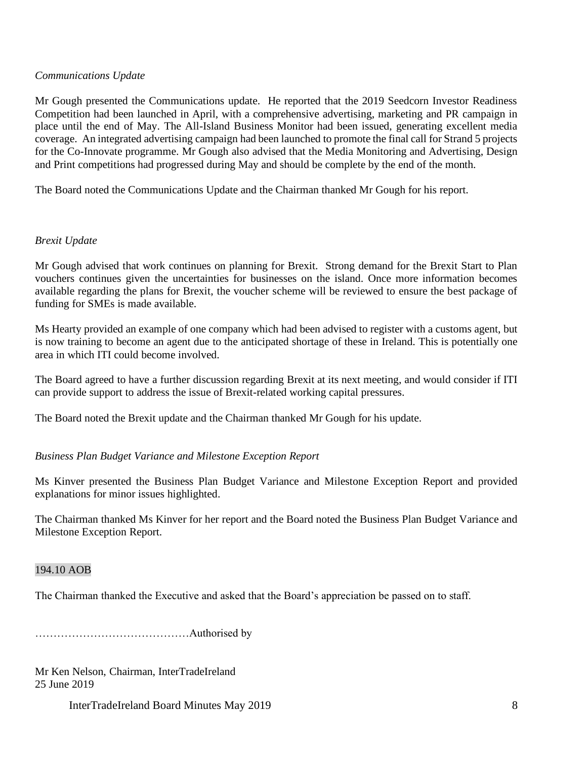*Communications Update*

Mr Gough presented the Communications update. He reported that the 2019 Seedcorn Investor Readiness Competition had been launched in April, with a comprehensive advertising, marketing and PR campaign in place until the end of May. The All-Island Business Monitor had been issued, generating excellent media coverage. An integrated advertising campaign had been launched to promote the final call for Strand 5 projects for the Co-Innovate programme. Mr Gough also advised that the Media Monitoring and Advertising, Design and Print competitions had progressed during May and should be complete by the end of the month.

The Board noted the Communications Update and the Chairman thanked Mr Gough for his report.

*Brexit Update*

Mr Gough advised that work continues on planning for Brexit. Strong demand for the Brexit Start to Plan vouchers continues given the uncertainties for businesses on the island. Once more information becomes available regarding the plans for Brexit, the voucher scheme will be reviewed to ensure the best package of funding for SMEs is made available.

Ms Hearty provided an example of one company which had been advised to register with a customs agent, but is now training to become an agent due to the anticipated shortage of these in Ireland. This is potentially one area in which ITI could become involved.

The Board agreed to have a further discussion regarding Brexit at its next meeting, and would consider if ITI can provide support to address the issue of Brexit-related working capital pressures.

The Board noted the Brexit update and the Chairman thanked Mr Gough for his update.

*Business Plan Budget Variance and Milestone Exception Report*

Ms Kinver presented the Business Plan Budget Variance and Milestone Exception Report and provided explanations for minor issues highlighted.

The Chairman thanked Ms Kinver for her report and the Board noted the Business Plan Budget Variance and Milestone Exception Report.

194.10 AOB

The Chairman thanked the Executive and asked that the Board's appreciation be passed on to staff.

……………………………………Authorised by

Mr Ken Nelson, Chairman, InterTradeIreland
25 June 2019